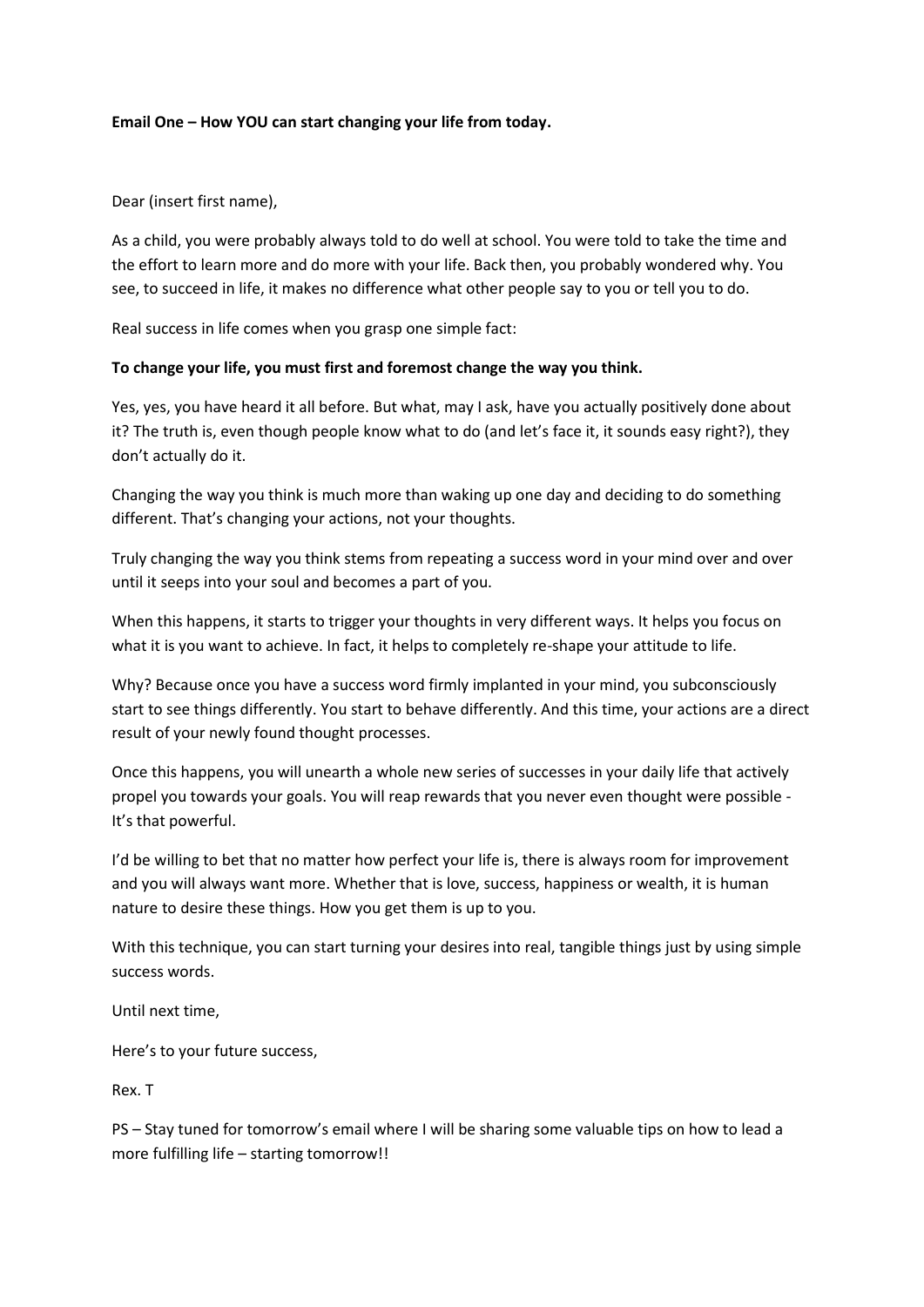**Email One – How YOU can start changing your life from today.**

Dear (insert first name),

As a child, you were probably always told to do well at school. You were told to take the time and the effort to learn more and do more with your life. Back then, you probably wondered why. You see, to succeed in life, it makes no difference what other people say to you or tell you to do.

Real success in life comes when you grasp one simple fact:

**To change your life, you must first and foremost change the way you think.**

Yes, yes, you have heard it all before. But what, may I ask, have you actually positively done about it? The truth is, even though people know what to do (and let's face it, it sounds easy right?), they don't actually do it.

Changing the way you think is much more than waking up one day and deciding to do something different. That's changing your actions, not your thoughts.

Truly changing the way you think stems from repeating a success word in your mind over and over until it seeps into your soul and becomes a part of you.

When this happens, it starts to trigger your thoughts in very different ways. It helps you focus on what it is you want to achieve. In fact, it helps to completely re-shape your attitude to life.

Why? Because once you have a success word firmly implanted in your mind, you subconsciously start to see things differently. You start to behave differently. And this time, your actions are a direct result of your newly found thought processes.

Once this happens, you will unearth a whole new series of successes in your daily life that actively propel you towards your goals. You will reap rewards that you never even thought were possible - It's that powerful.

I'd be willing to bet that no matter how perfect your life is, there is always room for improvement and you will always want more. Whether that is love, success, happiness or wealth, it is human nature to desire these things. How you get them is up to you.

With this technique, you can start turning your desires into real, tangible things just by using simple success words.

Until next time,

Here's to your future success,

Rex. T

PS – Stay tuned for tomorrow's email where I will be sharing some valuable tips on how to lead a more fulfilling life – starting tomorrow!!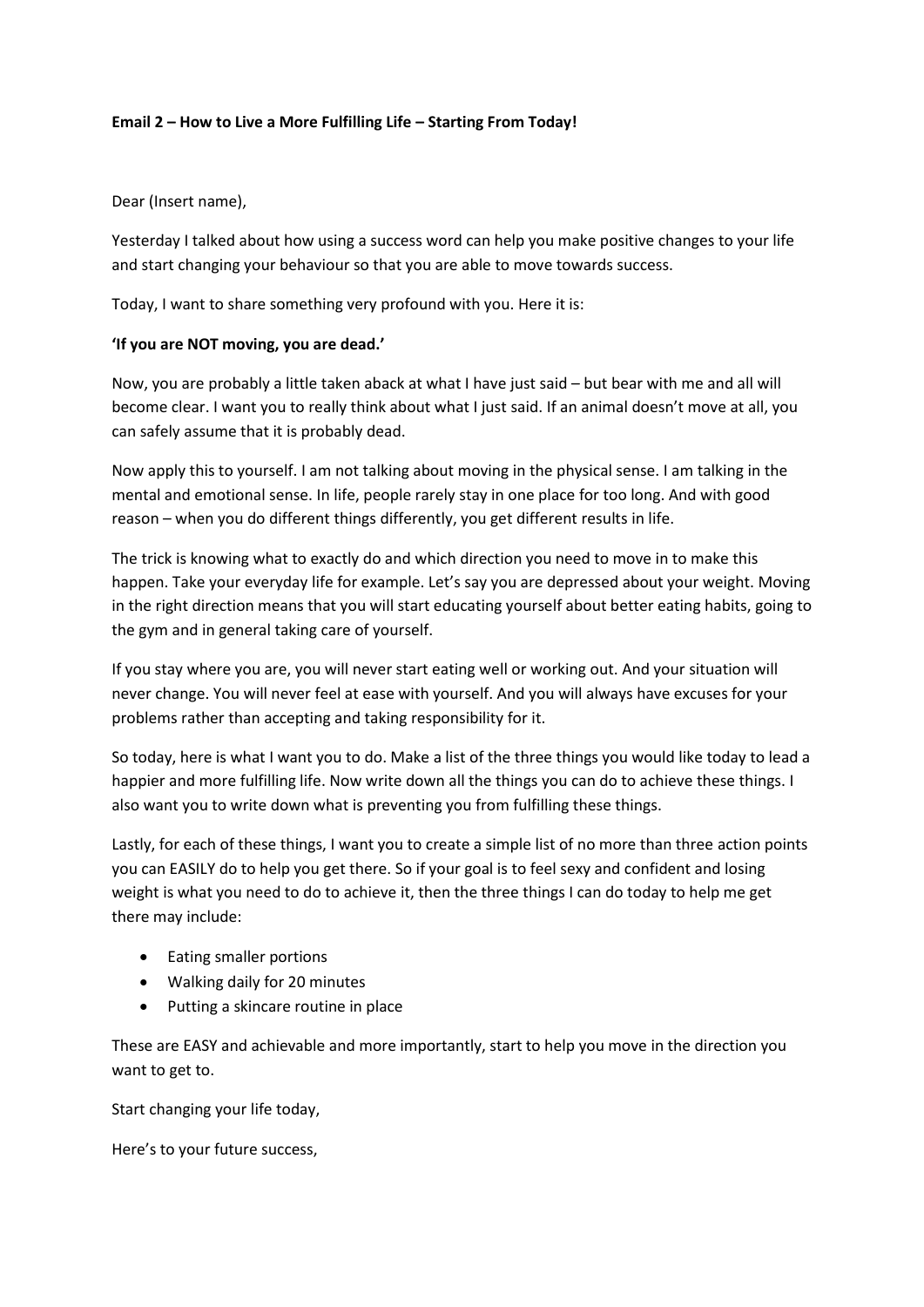**Email 2 – How to Live a More Fulfilling Life – Starting From Today!**

Dear (Insert name),

Yesterday I talked about how using a success word can help you make positive changes to your life and start changing your behaviour so that you are able to move towards success.

Today, I want to share something very profound with you. Here it is:

**'If you are NOT moving, you are dead.'**

Now, you are probably a little taken aback at what I have just said – but bear with me and all will become clear. I want you to really think about what I just said. If an animal doesn't move at all, you can safely assume that it is probably dead.

Now apply this to yourself. I am not talking about moving in the physical sense. I am talking in the mental and emotional sense. In life, people rarely stay in one place for too long. And with good reason – when you do different things differently, you get different results in life.

The trick is knowing what to exactly do and which direction you need to move in to make this happen. Take your everyday life for example. Let's say you are depressed about your weight. Moving in the right direction means that you will start educating yourself about better eating habits, going to the gym and in general taking care of yourself.

If you stay where you are, you will never start eating well or working out. And your situation will never change. You will never feel at ease with yourself. And you will always have excuses for your problems rather than accepting and taking responsibility for it.

So today, here is what I want you to do. Make a list of the three things you would like today to lead a happier and more fulfilling life. Now write down all the things you can do to achieve these things. I also want you to write down what is preventing you from fulfilling these things.

Lastly, for each of these things, I want you to create a simple list of no more than three action points you can EASILY do to help you get there. So if your goal is to feel sexy and confident and losing weight is what you need to do to achieve it, then the three things I can do today to help me get there may include:

- Eating smaller portions
- Walking daily for 20 minutes
- Putting a skincare routine in place

These are EASY and achievable and more importantly, start to help you move in the direction you want to get to.

Start changing your life today,

Here's to your future success,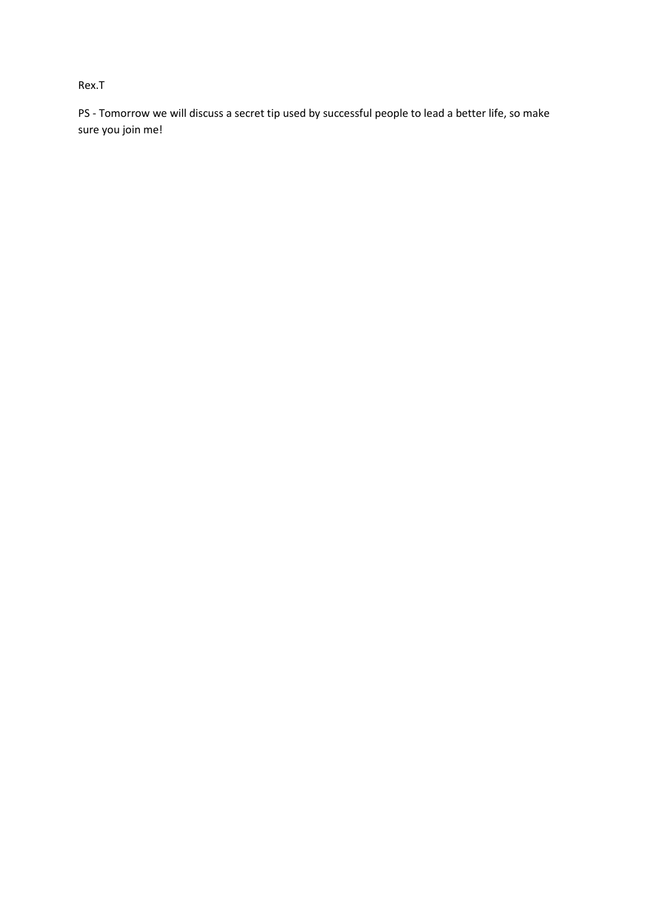Rex.T

PS - Tomorrow we will discuss a secret tip used by successful people to lead a better life, so make sure you join me!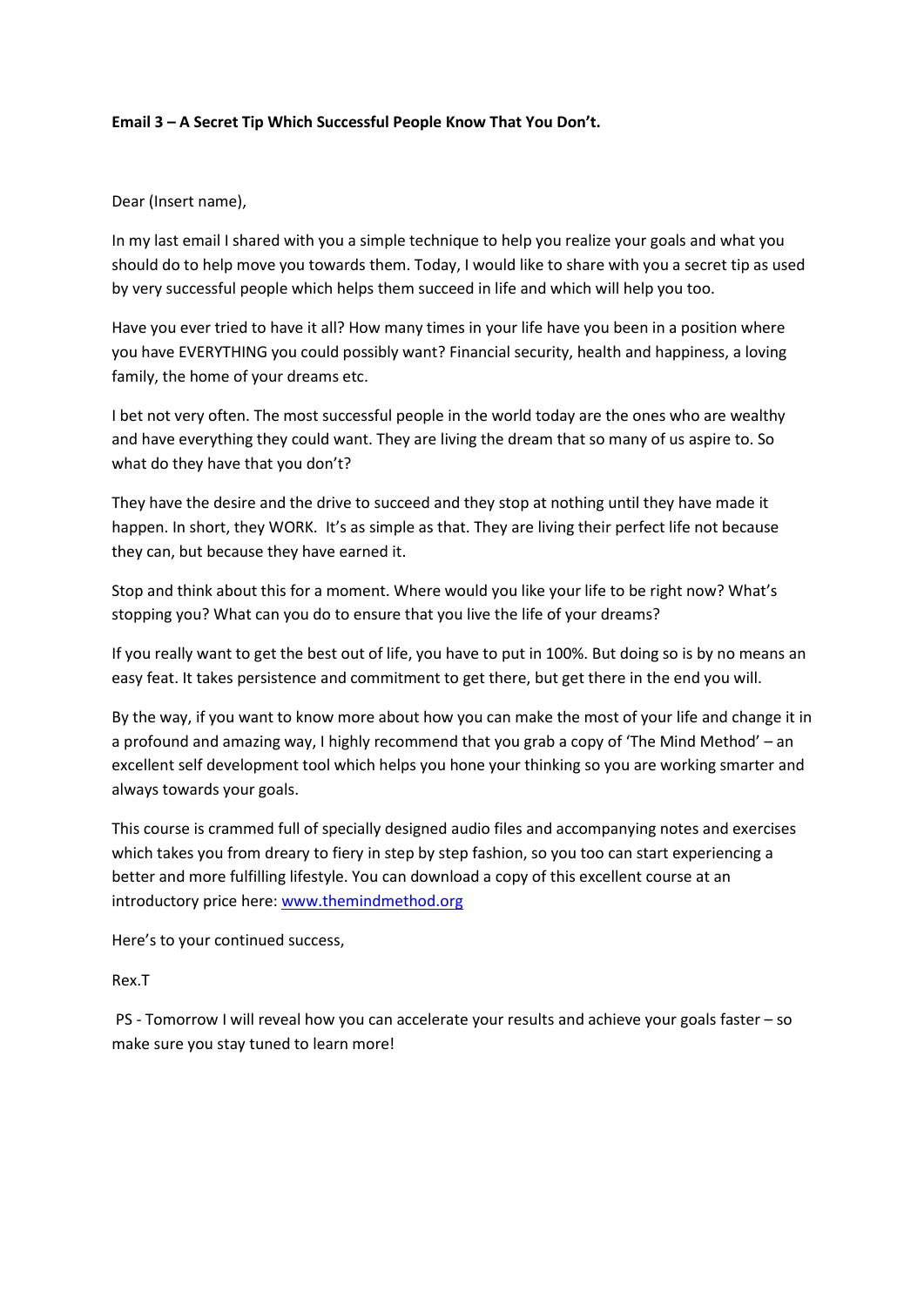**Email 3 – A Secret Tip Which Successful People Know That You Don't.**

Dear (Insert name),

In my last email I shared with you a simple technique to help you realize your goals and what you should do to help move you towards them. Today, I would like to share with you a secret tip as used by very successful people which helps them succeed in life and which will help you too.

Have you ever tried to have it all? How many times in your life have you been in a position where you have EVERYTHING you could possibly want? Financial security, health and happiness, a loving family, the home of your dreams etc.

I bet not very often. The most successful people in the world today are the ones who are wealthy and have everything they could want. They are living the dream that so many of us aspire to. So what do they have that you don't?

They have the desire and the drive to succeed and they stop at nothing until they have made it happen. In short, they WORK. It's as simple as that. They are living their perfect life not because they can, but because they have earned it.

Stop and think about this for a moment. Where would you like your life to be right now? What's stopping you? What can you do to ensure that you live the life of your dreams?

If you really want to get the best out of life, you have to put in 100%. But doing so is by no means an easy feat. It takes persistence and commitment to get there, but get there in the end you will.

By the way, if you want to know more about how you can make the most of your life and change it in a profound and amazing way, I highly recommend that you grab a copy of 'The Mind Method' – an excellent self development tool which helps you hone your thinking so you are working smarter and always towards your goals.

This course is crammed full of specially designed audio files and accompanying notes and exercises which takes you from dreary to fiery in step by step fashion, so you too can start experiencing a better and more fulfilling lifestyle. You can download a copy of this excellent course at an introductory price here: [www.themindmethod.org](http://www.themindmethod.org)

Here's to your continued success,

Rex.T

PS - Tomorrow I will reveal how you can accelerate your results and achieve your goals faster – so make sure you stay tuned to learn more!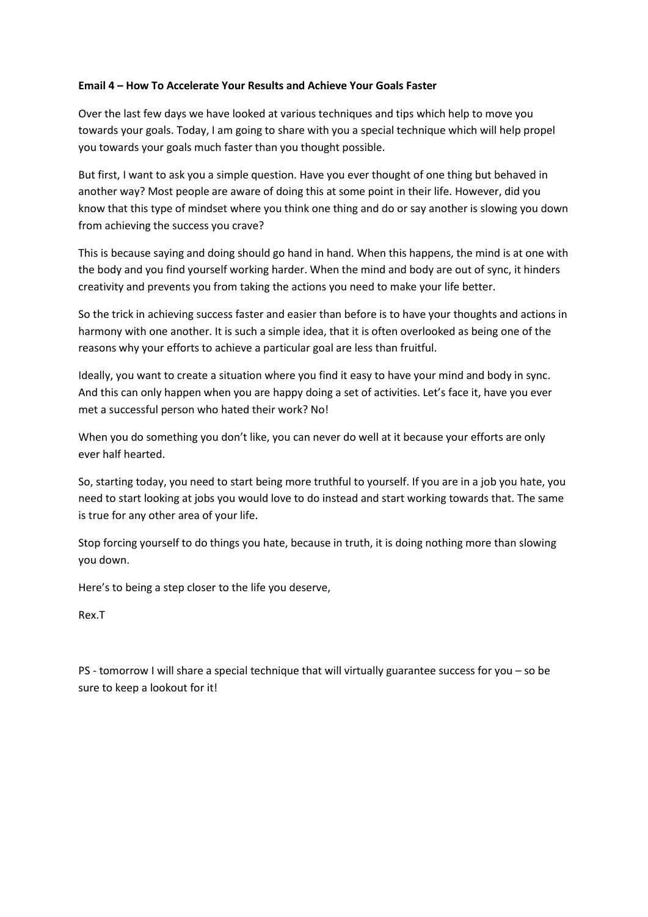**Email 4 – How To Accelerate Your Results and Achieve Your Goals Faster**

Over the last few days we have looked at various techniques and tips which help to move you towards your goals. Today, I am going to share with you a special technique which will help propel you towards your goals much faster than you thought possible.

But first, I want to ask you a simple question. Have you ever thought of one thing but behaved in another way? Most people are aware of doing this at some point in their life. However, did you know that this type of mindset where you think one thing and do or say another is slowing you down from achieving the success you crave?

This is because saying and doing should go hand in hand. When this happens, the mind is at one with the body and you find yourself working harder. When the mind and body are out of sync, it hinders creativity and prevents you from taking the actions you need to make your life better.

So the trick in achieving success faster and easier than before is to have your thoughts and actions in harmony with one another. It is such a simple idea, that it is often overlooked as being one of the reasons why your efforts to achieve a particular goal are less than fruitful.

Ideally, you want to create a situation where you find it easy to have your mind and body in sync. And this can only happen when you are happy doing a set of activities. Let's face it, have you ever met a successful person who hated their work? No!

When you do something you don't like, you can never do well at it because your efforts are only ever half hearted.

So, starting today, you need to start being more truthful to yourself. If you are in a job you hate, you need to start looking at jobs you would love to do instead and start working towards that. The same is true for any other area of your life.

Stop forcing yourself to do things you hate, because in truth, it is doing nothing more than slowing you down.

Here's to being a step closer to the life you deserve,

Rex.T

PS - tomorrow I will share a special technique that will virtually guarantee success for you – so be sure to keep a lookout for it!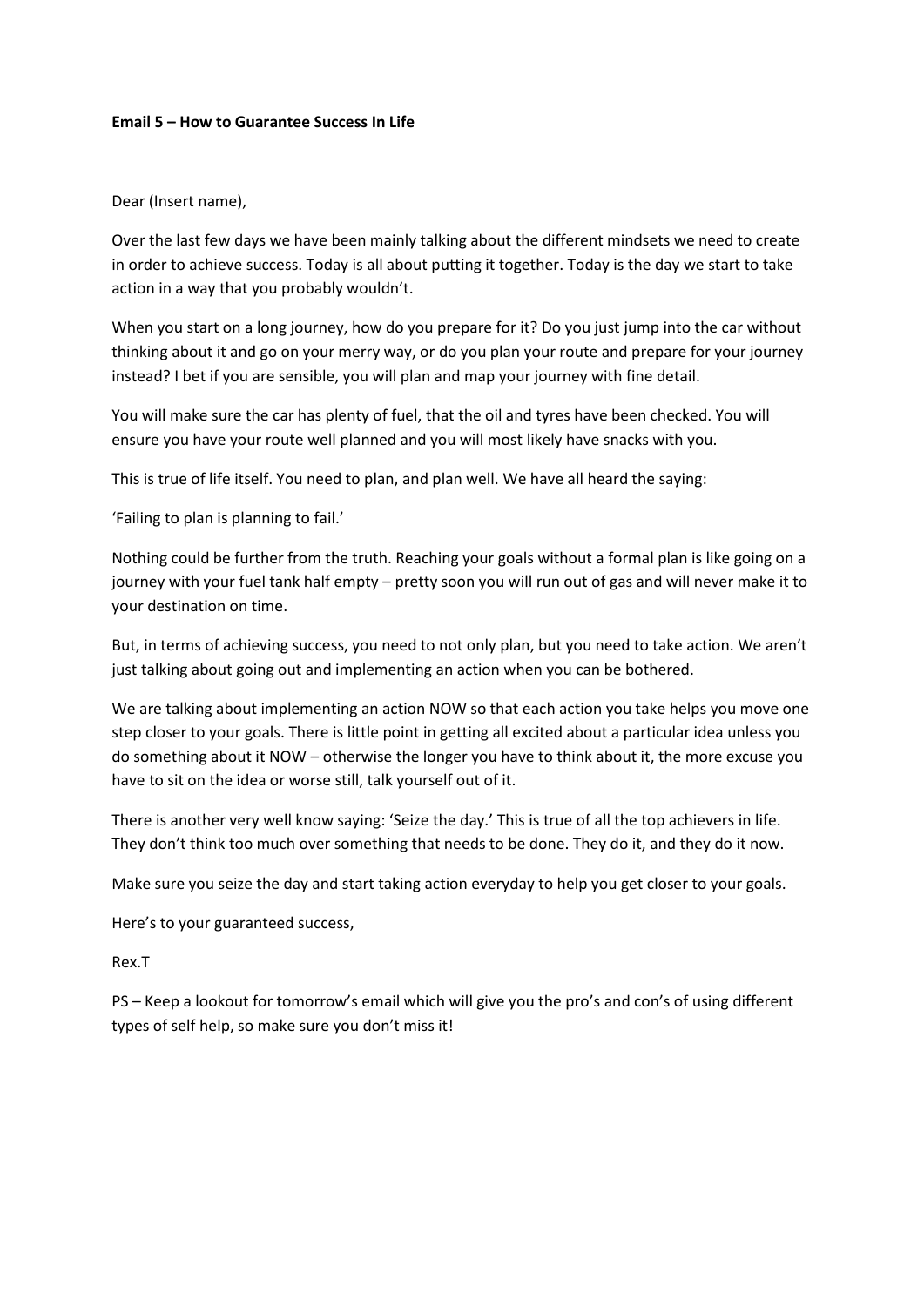**Email 5 – How to Guarantee Success In Life**

Dear (Insert name),

Over the last few days we have been mainly talking about the different mindsets we need to create in order to achieve success. Today is all about putting it together. Today is the day we start to take action in a way that you probably wouldn't.

When you start on a long journey, how do you prepare for it? Do you just jump into the car without thinking about it and go on your merry way, or do you plan your route and prepare for your journey instead? I bet if you are sensible, you will plan and map your journey with fine detail.

You will make sure the car has plenty of fuel, that the oil and tyres have been checked. You will ensure you have your route well planned and you will most likely have snacks with you.

This is true of life itself. You need to plan, and plan well. We have all heard the saying:

'Failing to plan is planning to fail.'

Nothing could be further from the truth. Reaching your goals without a formal plan is like going on a journey with your fuel tank half empty – pretty soon you will run out of gas and will never make it to your destination on time.

But, in terms of achieving success, you need to not only plan, but you need to take action. We aren't just talking about going out and implementing an action when you can be bothered.

We are talking about implementing an action NOW so that each action you take helps you move one step closer to your goals. There is little point in getting all excited about a particular idea unless you do something about it NOW – otherwise the longer you have to think about it, the more excuse you have to sit on the idea or worse still, talk yourself out of it.

There is another very well know saying: 'Seize the day.' This is true of all the top achievers in life. They don't think too much over something that needs to be done. They do it, and they do it now.

Make sure you seize the day and start taking action everyday to help you get closer to your goals.

Here's to your guaranteed success,

Rex.T

PS – Keep a lookout for tomorrow's email which will give you the pro's and con's of using different types of self help, so make sure you don't miss it!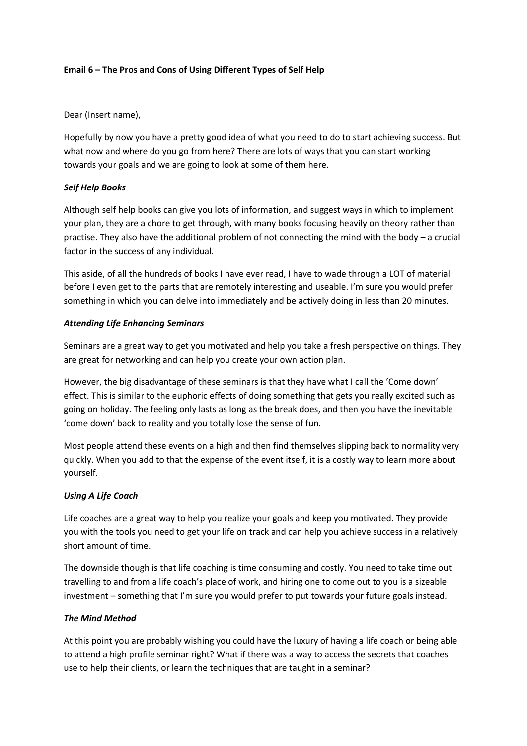**Email 6 – The Pros and Cons of Using Different Types of Self Help**

Dear (Insert name),

Hopefully by now you have a pretty good idea of what you need to do to start achieving success. But what now and where do you go from here? There are lots of ways that you can start working towards your goals and we are going to look at some of them here.

***Self Help Books***

Although self help books can give you lots of information, and suggest ways in which to implement your plan, they are a chore to get through, with many books focusing heavily on theory rather than practise. They also have the additional problem of not connecting the mind with the body – a crucial factor in the success of any individual.

This aside, of all the hundreds of books I have ever read, I have to wade through a LOT of material before I even get to the parts that are remotely interesting and useable. I'm sure you would prefer something in which you can delve into immediately and be actively doing in less than 20 minutes.

***Attending Life Enhancing Seminars***

Seminars are a great way to get you motivated and help you take a fresh perspective on things. They are great for networking and can help you create your own action plan.

However, the big disadvantage of these seminars is that they have what I call the 'Come down' effect. This is similar to the euphoric effects of doing something that gets you really excited such as going on holiday. The feeling only lasts as long as the break does, and then you have the inevitable 'come down' back to reality and you totally lose the sense of fun.

Most people attend these events on a high and then find themselves slipping back to normality very quickly. When you add to that the expense of the event itself, it is a costly way to learn more about yourself.

***Using A Life Coach***

Life coaches are a great way to help you realize your goals and keep you motivated. They provide you with the tools you need to get your life on track and can help you achieve success in a relatively short amount of time.

The downside though is that life coaching is time consuming and costly. You need to take time out travelling to and from a life coach's place of work, and hiring one to come out to you is a sizeable investment – something that I'm sure you would prefer to put towards your future goals instead.

***The Mind Method***

At this point you are probably wishing you could have the luxury of having a life coach or being able to attend a high profile seminar right? What if there was a way to access the secrets that coaches use to help their clients, or learn the techniques that are taught in a seminar?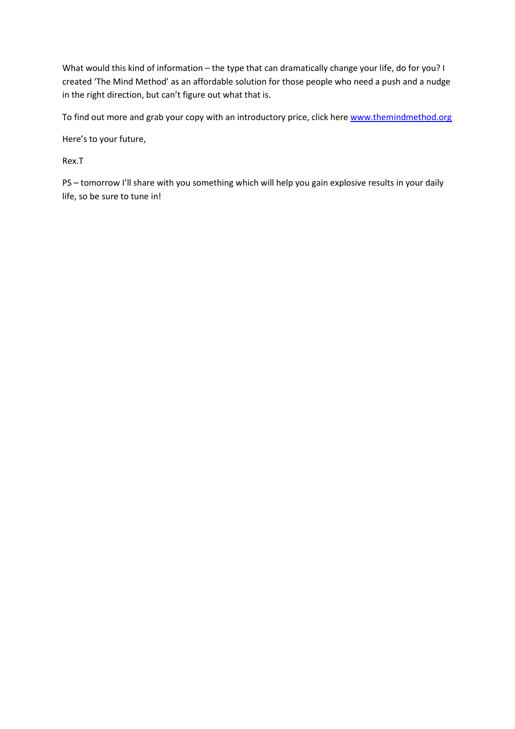What would this kind of information – the type that can dramatically change your life, do for you? I created 'The Mind Method' as an affordable solution for those people who need a push and a nudge in the right direction, but can't figure out what that is.

To find out more and grab your copy with an introductory price, click here [www.themindmethod.org](http://www.themindmethod.org)

Here's to your future,

Rex.T

PS – tomorrow I'll share with you something which will help you gain explosive results in your daily life, so be sure to tune in!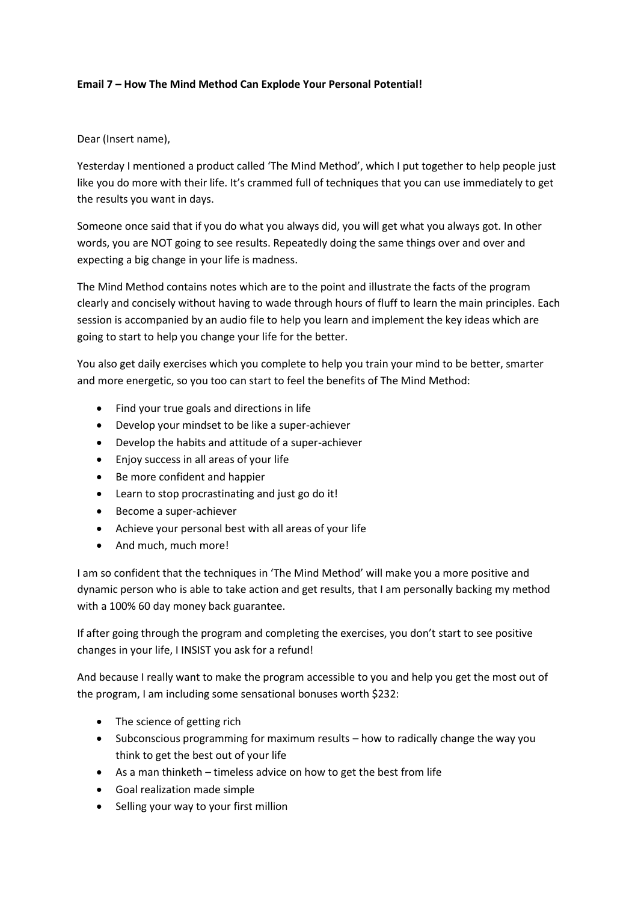**Email 7 – How The Mind Method Can Explode Your Personal Potential!**

Dear (Insert name),

Yesterday I mentioned a product called 'The Mind Method', which I put together to help people just like you do more with their life. It's crammed full of techniques that you can use immediately to get the results you want in days.

Someone once said that if you do what you always did, you will get what you always got. In other words, you are NOT going to see results. Repeatedly doing the same things over and over and expecting a big change in your life is madness.

The Mind Method contains notes which are to the point and illustrate the facts of the program clearly and concisely without having to wade through hours of fluff to learn the main principles. Each session is accompanied by an audio file to help you learn and implement the key ideas which are going to start to help you change your life for the better.

You also get daily exercises which you complete to help you train your mind to be better, smarter and more energetic, so you too can start to feel the benefits of The Mind Method:

- Find your true goals and directions in life
- Develop your mindset to be like a super-achiever
- Develop the habits and attitude of a super-achiever
- Enjoy success in all areas of your life
- Be more confident and happier
- Learn to stop procrastinating and just go do it!
- Become a super-achiever
- Achieve your personal best with all areas of your life
- And much, much more!

I am so confident that the techniques in 'The Mind Method' will make you a more positive and dynamic person who is able to take action and get results, that I am personally backing my method with a 100% 60 day money back guarantee.

If after going through the program and completing the exercises, you don't start to see positive changes in your life, I INSIST you ask for a refund!

And because I really want to make the program accessible to you and help you get the most out of the program, I am including some sensational bonuses worth $232:

- The science of getting rich
- Subconscious programming for maximum results – how to radically change the way you think to get the best out of your life
- As a man thinketh – timeless advice on how to get the best from life
- Goal realization made simple
- Selling your way to your first million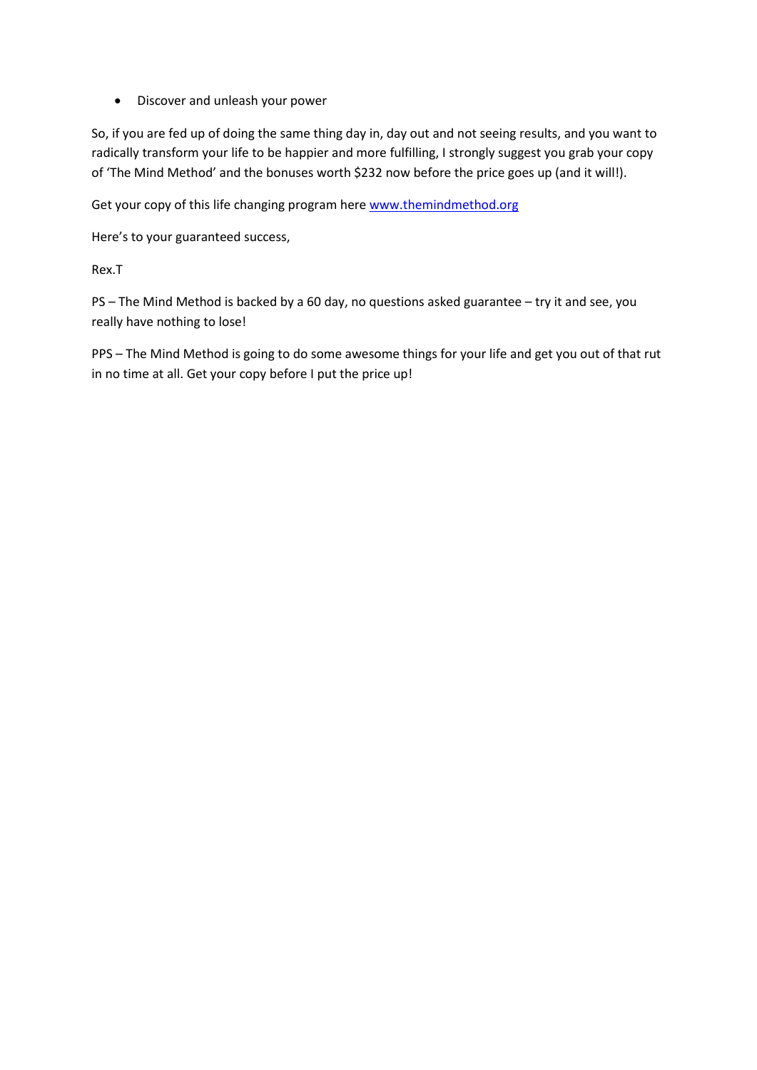- Discover and unleash your power

So, if you are fed up of doing the same thing day in, day out and not seeing results, and you want to radically transform your life to be happier and more fulfilling, I strongly suggest you grab your copy of 'The Mind Method' and the bonuses worth $232 now before the price goes up (and it will!).

Get your copy of this life changing program here [www.themindmethod.org](http://www.themindmethod.org)

Here's to your guaranteed success,

Rex.T

PS – The Mind Method is backed by a 60 day, no questions asked guarantee – try it and see, you really have nothing to lose!

PPS – The Mind Method is going to do some awesome things for your life and get you out of that rut in no time at all. Get your copy before I put the price up!